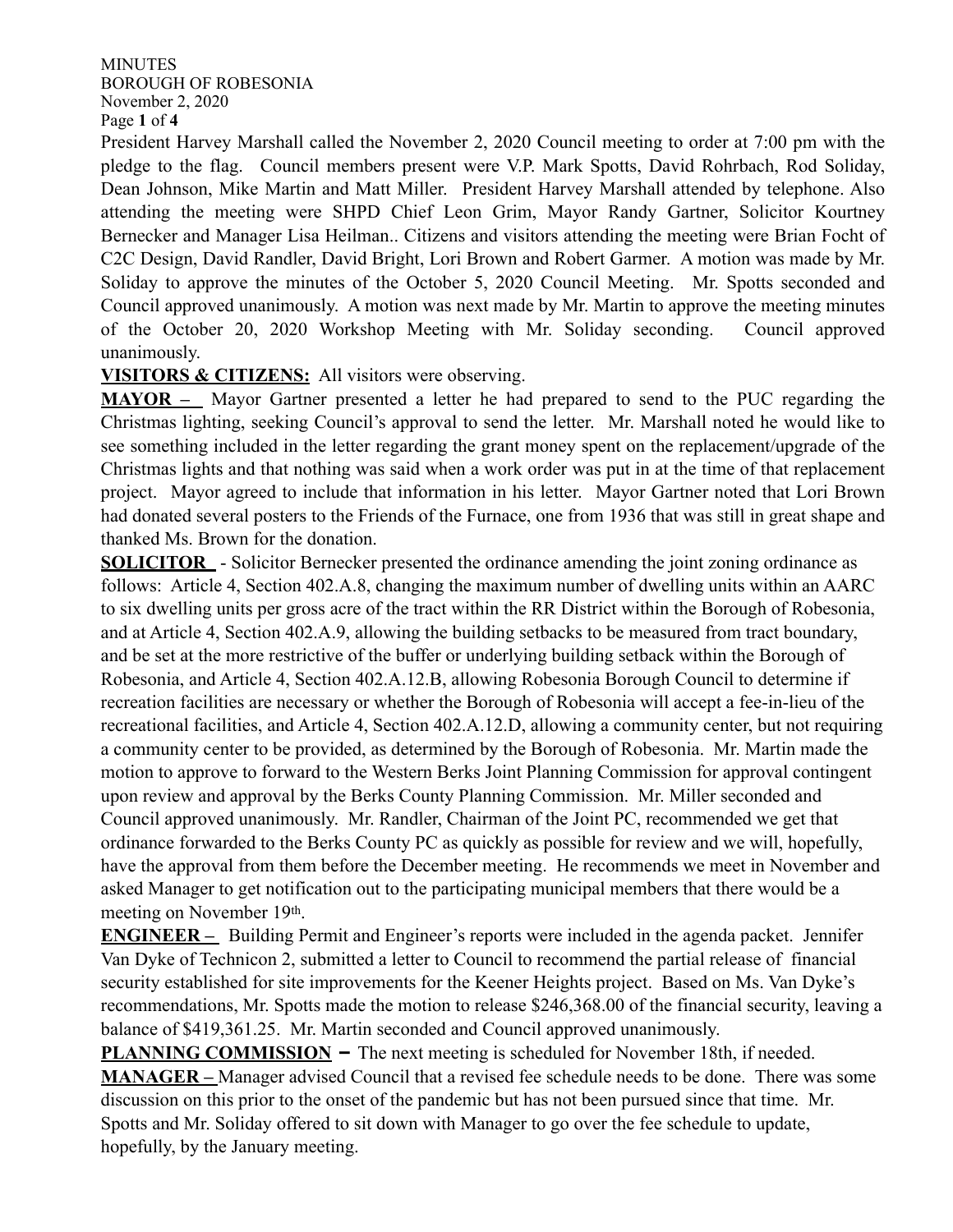MINUTES
BOROUGH OF ROBESONIA
November 2, 2020

President Harvey Marshall called the November 2, 2020 Council meeting to order at 7:00 pm with the pledge to the flag. Council members present were V.P. Mark Spotts, David Rohrbach, Rod Soliday, Dean Johnson, Mike Martin and Matt Miller. President Harvey Marshall attended by telephone. Also attending the meeting were SHPD Chief Leon Grim, Mayor Randy Gartner, Solicitor Kourtney Bernecker and Manager Lisa Heilman.. Citizens and visitors attending the meeting were Brian Focht of C2C Design, David Randler, David Bright, Lori Brown and Robert Garmer. A motion was made by Mr. Soliday to approve the minutes of the October 5, 2020 Council Meeting. Mr. Spotts seconded and Council approved unanimously. A motion was next made by Mr. Martin to approve the meeting minutes of the October 20, 2020 Workshop Meeting with Mr. Soliday seconding. Council approved unanimously.

**VISITORS & CITIZENS:** All visitors were observing.

**MAYOR –** Mayor Gartner presented a letter he had prepared to send to the PUC regarding the Christmas lighting, seeking Council's approval to send the letter. Mr. Marshall noted he would like to see something included in the letter regarding the grant money spent on the replacement/upgrade of the Christmas lights and that nothing was said when a work order was put in at the time of that replacement project. Mayor agreed to include that information in his letter. Mayor Gartner noted that Lori Brown had donated several posters to the Friends of the Furnace, one from 1936 that was still in great shape and thanked Ms. Brown for the donation.

**SOLICITOR** - Solicitor Bernecker presented the ordinance amending the joint zoning ordinance as follows: Article 4, Section 402.A.8, changing the maximum number of dwelling units within an AARC to six dwelling units per gross acre of the tract within the RR District within the Borough of Robesonia, and at Article 4, Section 402.A.9, allowing the building setbacks to be measured from tract boundary, and be set at the more restrictive of the buffer or underlying building setback within the Borough of Robesonia, and Article 4, Section 402.A.12.B, allowing Robesonia Borough Council to determine if recreation facilities are necessary or whether the Borough of Robesonia will accept a fee-in-lieu of the recreational facilities, and Article 4, Section 402.A.12.D, allowing a community center, but not requiring a community center to be provided, as determined by the Borough of Robesonia. Mr. Martin made the motion to approve to forward to the Western Berks Joint Planning Commission for approval contingent upon review and approval by the Berks County Planning Commission. Mr. Miller seconded and Council approved unanimously. Mr. Randler, Chairman of the Joint PC, recommended we get that ordinance forwarded to the Berks County PC as quickly as possible for review and we will, hopefully, have the approval from them before the December meeting. He recommends we meet in November and asked Manager to get notification out to the participating municipal members that there would be a meeting on November 19th.

**ENGINEER –** Building Permit and Engineer's reports were included in the agenda packet. Jennifer Van Dyke of Technicon 2, submitted a letter to Council to recommend the partial release of financial security established for site improvements for the Keener Heights project. Based on Ms. Van Dyke's recommendations, Mr. Spotts made the motion to release $246,368.00 of the financial security, leaving a balance of $419,361.25. Mr. Martin seconded and Council approved unanimously.

**PLANNING COMMISSION –** The next meeting is scheduled for November 18th, if needed.

**MANAGER –** Manager advised Council that a revised fee schedule needs to be done. There was some discussion on this prior to the onset of the pandemic but has not been pursued since that time. Mr. Spotts and Mr. Soliday offered to sit down with Manager to go over the fee schedule to update, hopefully, by the January meeting.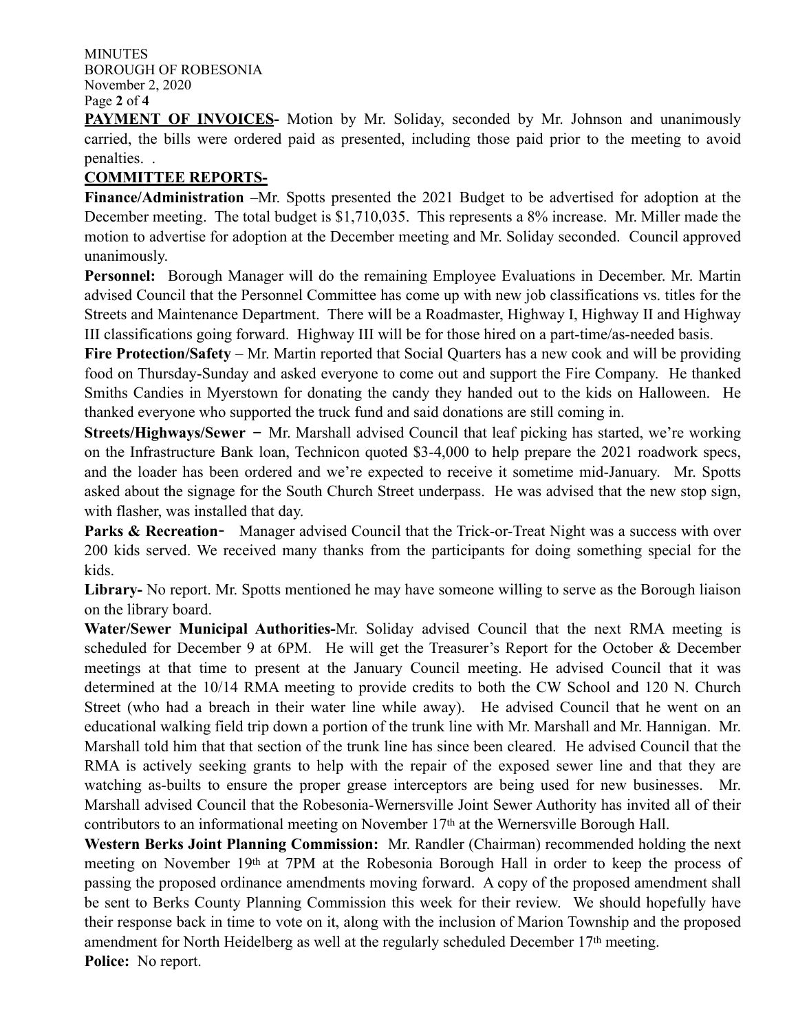**PAYMENT OF INVOICES-** Motion by Mr. Soliday, seconded by Mr. Johnson and unanimously carried, the bills were ordered paid as presented, including those paid prior to the meeting to avoid penalties. .

**COMMITTEE REPORTS-**

**Finance/Administration** –Mr. Spotts presented the 2021 Budget to be advertised for adoption at the December meeting. The total budget is $1,710,035. This represents a 8% increase. Mr. Miller made the motion to advertise for adoption at the December meeting and Mr. Soliday seconded. Council approved unanimously.

**Personnel:** Borough Manager will do the remaining Employee Evaluations in December. Mr. Martin advised Council that the Personnel Committee has come up with new job classifications vs. titles for the Streets and Maintenance Department. There will be a Roadmaster, Highway I, Highway II and Highway III classifications going forward. Highway III will be for those hired on a part-time/as-needed basis.

**Fire Protection/Safety** – Mr. Martin reported that Social Quarters has a new cook and will be providing food on Thursday-Sunday and asked everyone to come out and support the Fire Company. He thanked Smiths Candies in Myerstown for donating the candy they handed out to the kids on Halloween. He thanked everyone who supported the truck fund and said donations are still coming in.

**Streets/Highways/Sewer** – Mr. Marshall advised Council that leaf picking has started, we're working on the Infrastructure Bank loan, Technicon quoted $3-4,000 to help prepare the 2021 roadwork specs, and the loader has been ordered and we're expected to receive it sometime mid-January. Mr. Spotts asked about the signage for the South Church Street underpass. He was advised that the new stop sign, with flasher, was installed that day.

**Parks & Recreation**- Manager advised Council that the Trick-or-Treat Night was a success with over 200 kids served. We received many thanks from the participants for doing something special for the kids.

**Library-** No report. Mr. Spotts mentioned he may have someone willing to serve as the Borough liaison on the library board.

**Water/Sewer Municipal Authorities-**Mr. Soliday advised Council that the next RMA meeting is scheduled for December 9 at 6PM. He will get the Treasurer's Report for the October & December meetings at that time to present at the January Council meeting. He advised Council that it was determined at the 10/14 RMA meeting to provide credits to both the CW School and 120 N. Church Street (who had a breach in their water line while away). He advised Council that he went on an educational walking field trip down a portion of the trunk line with Mr. Marshall and Mr. Hannigan. Mr. Marshall told him that that section of the trunk line has since been cleared. He advised Council that the RMA is actively seeking grants to help with the repair of the exposed sewer line and that they are watching as-builts to ensure the proper grease interceptors are being used for new businesses. Mr. Marshall advised Council that the Robesonia-Wernersville Joint Sewer Authority has invited all of their contributors to an informational meeting on November 17th at the Wernersville Borough Hall.

**Western Berks Joint Planning Commission:** Mr. Randler (Chairman) recommended holding the next meeting on November 19th at 7PM at the Robesonia Borough Hall in order to keep the process of passing the proposed ordinance amendments moving forward. A copy of the proposed amendment shall be sent to Berks County Planning Commission this week for their review. We should hopefully have their response back in time to vote on it, along with the inclusion of Marion Township and the proposed amendment for North Heidelberg as well at the regularly scheduled December 17th meeting.

**Police:** No report.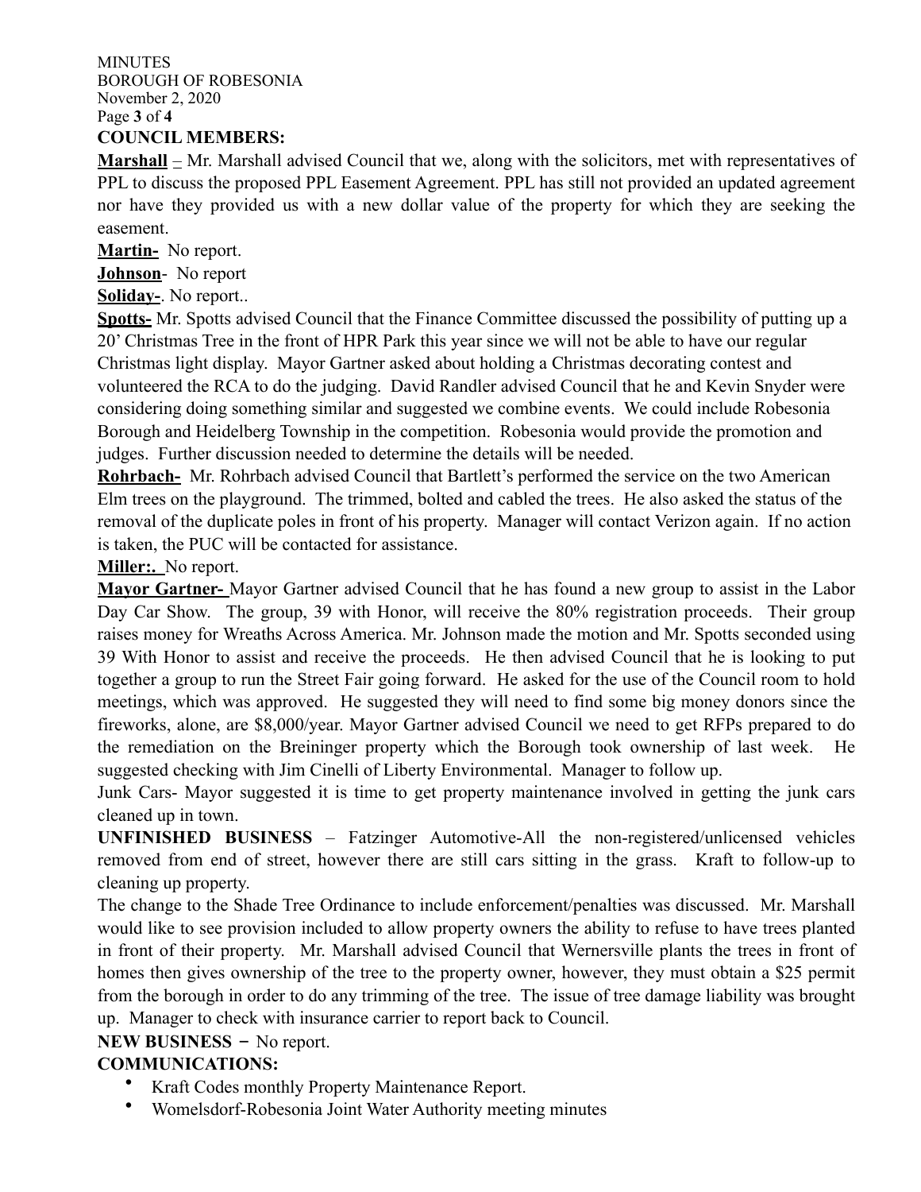**COUNCIL MEMBERS:**

**Marshall** – Mr. Marshall advised Council that we, along with the solicitors, met with representatives of PPL to discuss the proposed PPL Easement Agreement. PPL has still not provided an updated agreement nor have they provided us with a new dollar value of the property for which they are seeking the easement.

**Martin-** No report.

**Johnson**- No report

**Soliday-**. No report..

**Spotts-** Mr. Spotts advised Council that the Finance Committee discussed the possibility of putting up a 20' Christmas Tree in the front of HPR Park this year since we will not be able to have our regular Christmas light display. Mayor Gartner asked about holding a Christmas decorating contest and volunteered the RCA to do the judging. David Randler advised Council that he and Kevin Snyder were considering doing something similar and suggested we combine events. We could include Robesonia Borough and Heidelberg Township in the competition. Robesonia would provide the promotion and judges. Further discussion needed to determine the details will be needed.

**Rohrbach-** Mr. Rohrbach advised Council that Bartlett's performed the service on the two American Elm trees on the playground. The trimmed, bolted and cabled the trees. He also asked the status of the removal of the duplicate poles in front of his property. Manager will contact Verizon again. If no action is taken, the PUC will be contacted for assistance.

**Miller:.** No report.

**Mayor Gartner-** Mayor Gartner advised Council that he has found a new group to assist in the Labor Day Car Show. The group, 39 with Honor, will receive the 80% registration proceeds. Their group raises money for Wreaths Across America. Mr. Johnson made the motion and Mr. Spotts seconded using 39 With Honor to assist and receive the proceeds. He then advised Council that he is looking to put together a group to run the Street Fair going forward. He asked for the use of the Council room to hold meetings, which was approved. He suggested they will need to find some big money donors since the fireworks, alone, are $8,000/year. Mayor Gartner advised Council we need to get RFPs prepared to do the remediation on the Breininger property which the Borough took ownership of last week. He suggested checking with Jim Cinelli of Liberty Environmental. Manager to follow up.

Junk Cars- Mayor suggested it is time to get property maintenance involved in getting the junk cars cleaned up in town.

**UNFINISHED BUSINESS** – Fatzinger Automotive-All the non-registered/unlicensed vehicles removed from end of street, however there are still cars sitting in the grass. Kraft to follow-up to cleaning up property.

The change to the Shade Tree Ordinance to include enforcement/penalties was discussed. Mr. Marshall would like to see provision included to allow property owners the ability to refuse to have trees planted in front of their property. Mr. Marshall advised Council that Wernersville plants the trees in front of homes then gives ownership of the tree to the property owner, however, they must obtain a $25 permit from the borough in order to do any trimming of the tree. The issue of tree damage liability was brought up. Manager to check with insurance carrier to report back to Council.

**NEW BUSINESS** – No report.

**COMMUNICATIONS:**

- Kraft Codes monthly Property Maintenance Report.
- Womelsdorf-Robesonia Joint Water Authority meeting minutes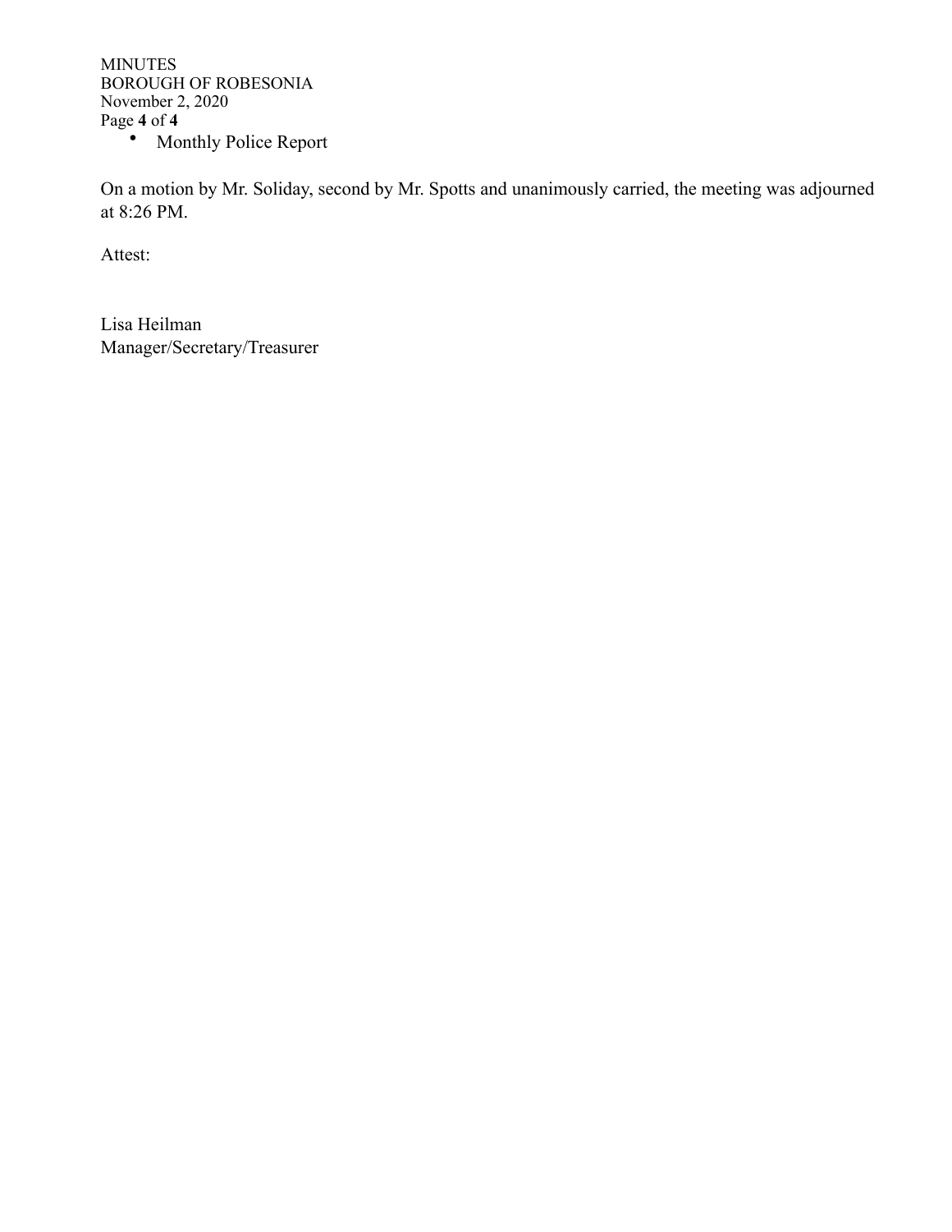- Monthly Police Report

On a motion by Mr. Soliday, second by Mr. Spotts and unanimously carried, the meeting was adjourned at 8:26 PM.

Attest:

Lisa Heilman
Manager/Secretary/Treasurer